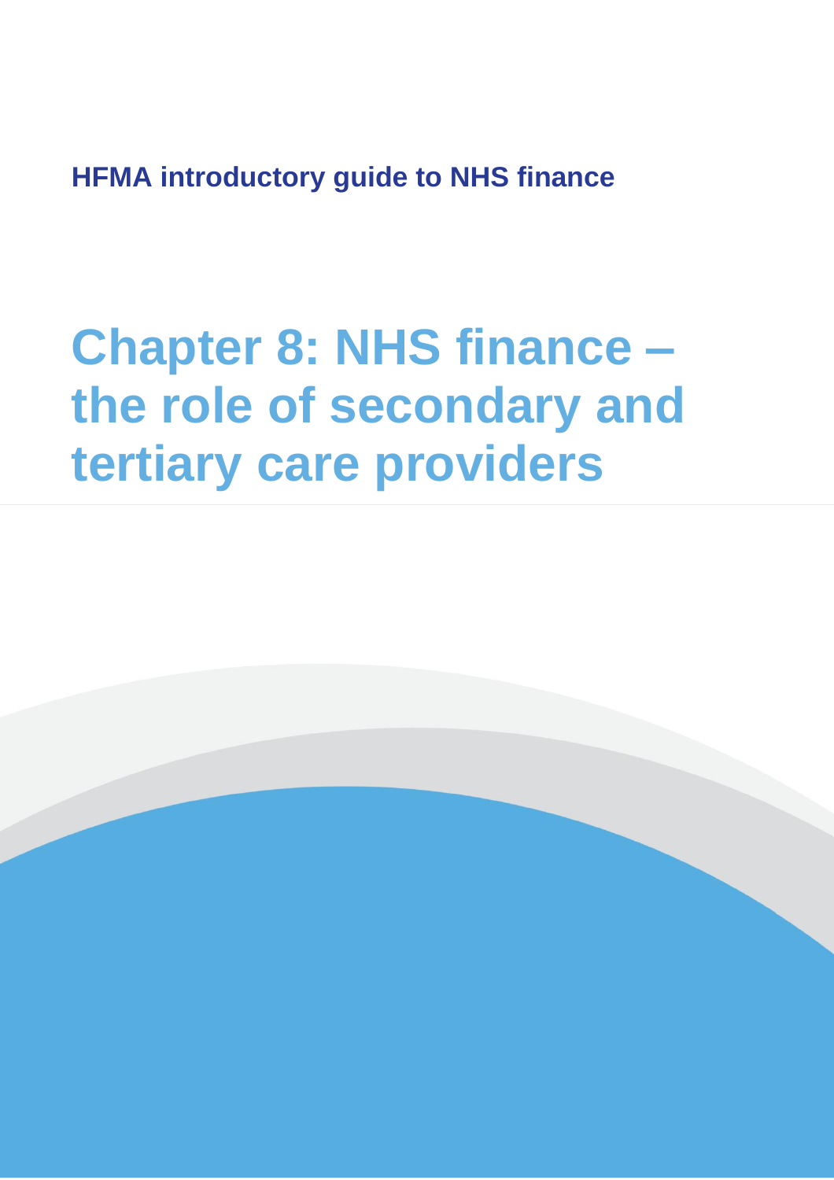**HFMA introductory guide to NHS finance**

# Chapter 8: NHS finance – the role of secondary and tertiary care providers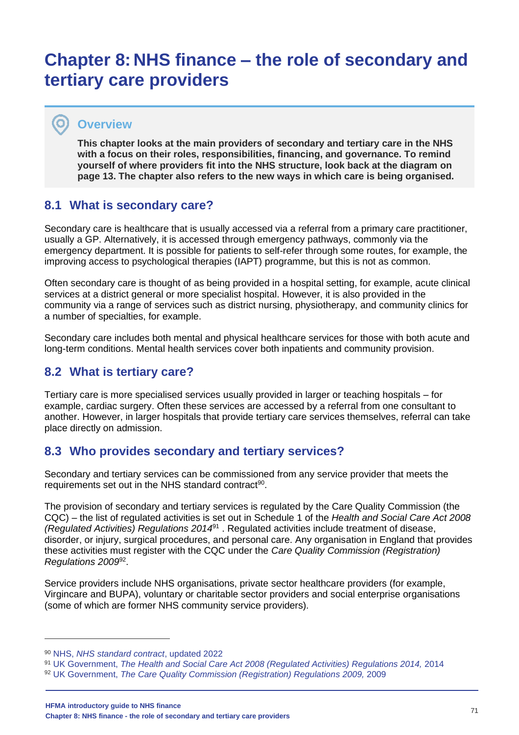# Chapter 8: NHS finance – the role of secondary and tertiary care providers

## Overview

**This chapter looks at the main providers of secondary and tertiary care in the NHS with a focus on their roles, responsibilities, financing, and governance. To remind yourself of where providers fit into the NHS structure, look back at the diagram on page 13. The chapter also refers to the new ways in which care is being organised.**

## 8.1 What is secondary care?

Secondary care is healthcare that is usually accessed via a referral from a primary care practitioner, usually a GP. Alternatively, it is accessed through emergency pathways, commonly via the emergency department. It is possible for patients to self-refer through some routes, for example, the improving access to psychological therapies (IAPT) programme, but this is not as common.

Often secondary care is thought of as being provided in a hospital setting, for example, acute clinical services at a district general or more specialist hospital. However, it is also provided in the community via a range of services such as district nursing, physiotherapy, and community clinics for a number of specialties, for example.

Secondary care includes both mental and physical healthcare services for those with both acute and long-term conditions. Mental health services cover both inpatients and community provision.

## 8.2 What is tertiary care?

Tertiary care is more specialised services usually provided in larger or teaching hospitals – for example, cardiac surgery. Often these services are accessed by a referral from one consultant to another. However, in larger hospitals that provide tertiary care services themselves, referral can take place directly on admission.

## 8.3 Who provides secondary and tertiary services?

Secondary and tertiary services can be commissioned from any service provider that meets the requirements set out in the NHS standard contract[90].

The provision of secondary and tertiary services is regulated by the Care Quality Commission (the CQC) – the list of regulated activities is set out in Schedule 1 of the *Health and Social Care Act 2008 (Regulated Activities) Regulations 2014*[91] . Regulated activities include treatment of disease, disorder, or injury, surgical procedures, and personal care. Any organisation in England that provides these activities must register with the CQC under the *Care Quality Commission (Registration) Regulations 2009*[92].

Service providers include NHS organisations, private sector healthcare providers (for example, Virgincare and BUPA), voluntary or charitable sector providers and social enterprise organisations (some of which are former NHS community service providers).

---

[90] NHS, *NHS standard contract*, updated 2022

[91] UK Government, *The Health and Social Care Act 2008 (Regulated Activities) Regulations 2014,* 2014

[92] UK Government, *The Care Quality Commission (Registration) Regulations 2009,* 2009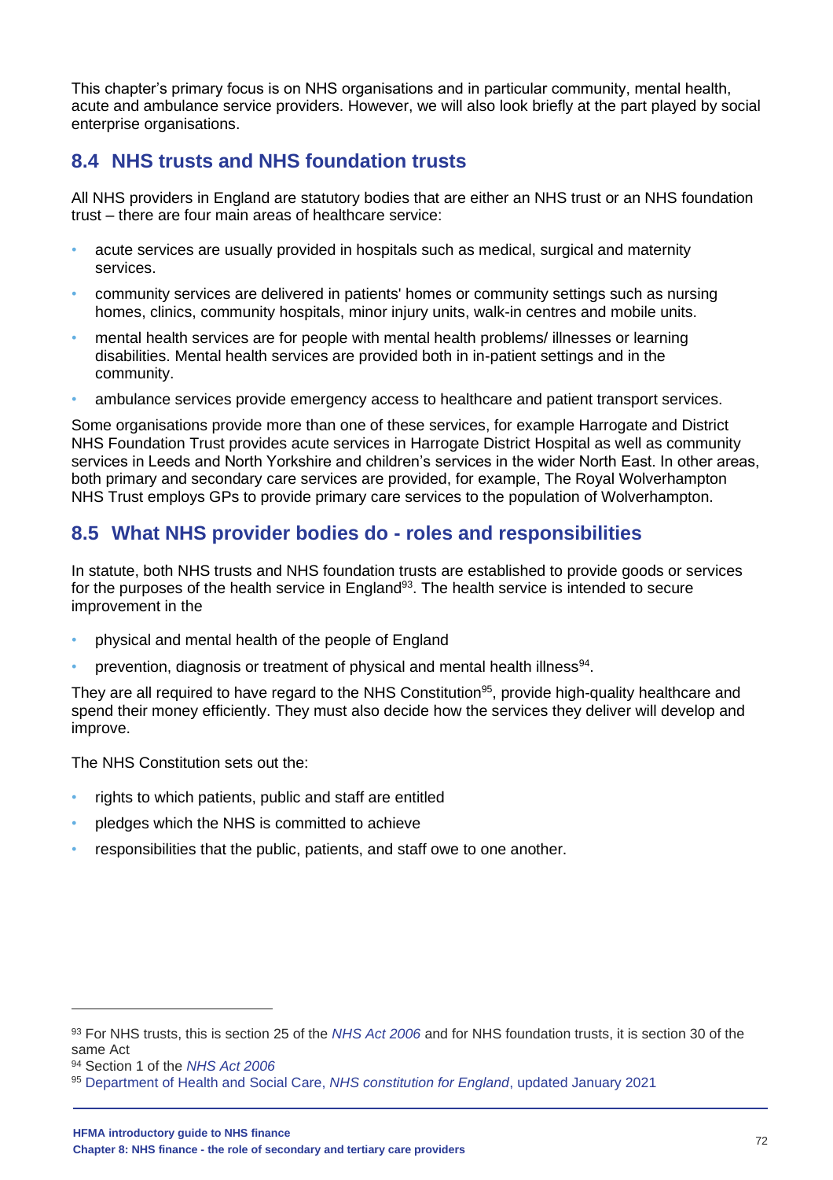This chapter's primary focus is on NHS organisations and in particular community, mental health, acute and ambulance service providers. However, we will also look briefly at the part played by social enterprise organisations.

## 8.4 NHS trusts and NHS foundation trusts

All NHS providers in England are statutory bodies that are either an NHS trust or an NHS foundation trust – there are four main areas of healthcare service:

- acute services are usually provided in hospitals such as medical, surgical and maternity services.
- community services are delivered in patients' homes or community settings such as nursing homes, clinics, community hospitals, minor injury units, walk-in centres and mobile units.
- mental health services are for people with mental health problems/ illnesses or learning disabilities. Mental health services are provided both in in-patient settings and in the community.
- ambulance services provide emergency access to healthcare and patient transport services.

Some organisations provide more than one of these services, for example Harrogate and District NHS Foundation Trust provides acute services in Harrogate District Hospital as well as community services in Leeds and North Yorkshire and children's services in the wider North East. In other areas, both primary and secondary care services are provided, for example, The Royal Wolverhampton NHS Trust employs GPs to provide primary care services to the population of Wolverhampton.

## 8.5 What NHS provider bodies do - roles and responsibilities

In statute, both NHS trusts and NHS foundation trusts are established to provide goods or services for the purposes of the health service in England[93]. The health service is intended to secure improvement in the

- physical and mental health of the people of England
- prevention, diagnosis or treatment of physical and mental health illness[94].

They are all required to have regard to the NHS Constitution[95], provide high-quality healthcare and spend their money efficiently. They must also decide how the services they deliver will develop and improve.

The NHS Constitution sets out the:

- rights to which patients, public and staff are entitled
- pledges which the NHS is committed to achieve
- responsibilities that the public, patients, and staff owe to one another.

---

[93] For NHS trusts, this is section 25 of the *NHS Act 2006* and for NHS foundation trusts, it is section 30 of the same Act

[94] Section 1 of the *NHS Act 2006*

[95] Department of Health and Social Care, *NHS constitution for England*, updated January 2021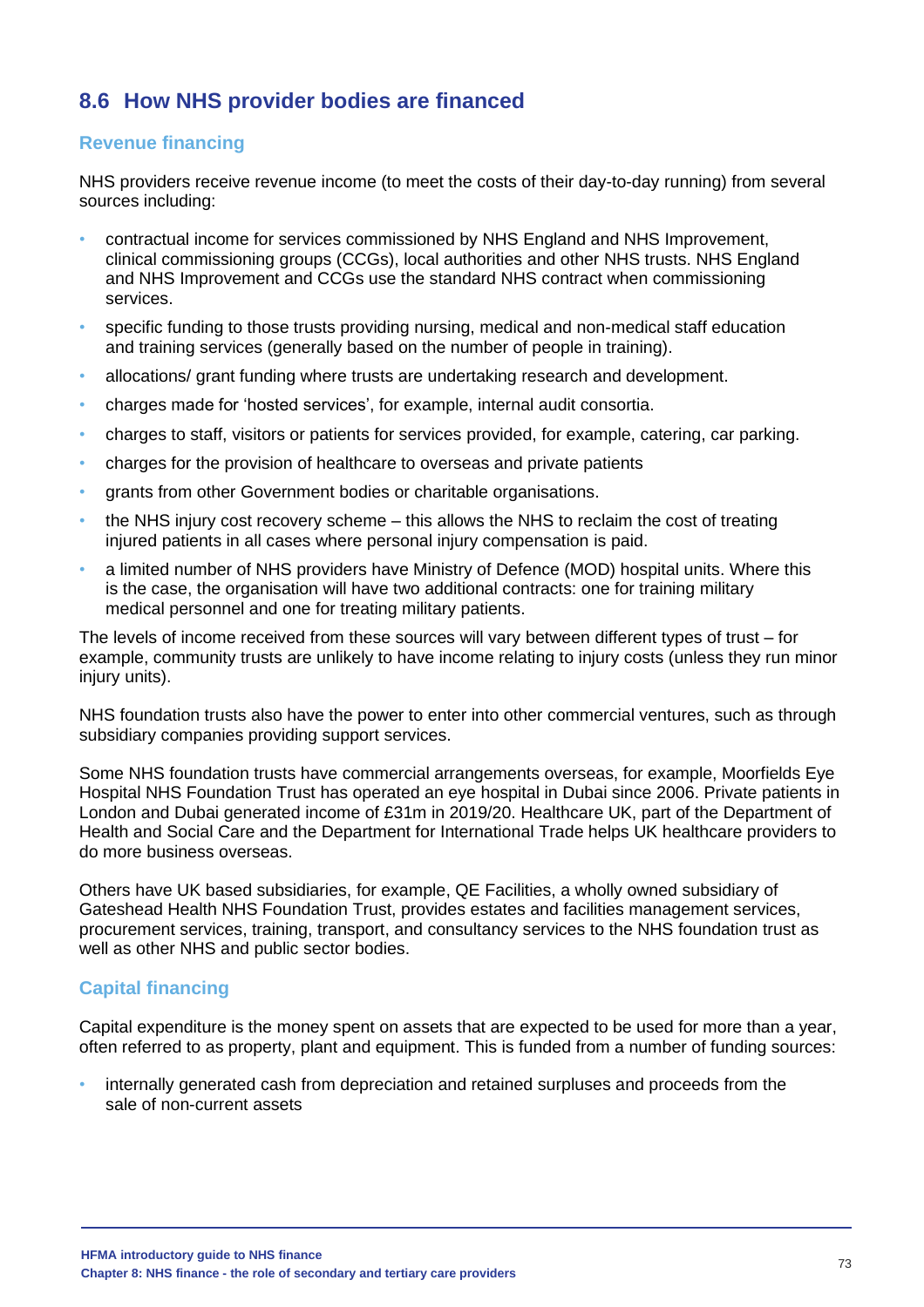## 8.6 How NHS provider bodies are financed

### Revenue financing

NHS providers receive revenue income (to meet the costs of their day-to-day running) from several sources including:

- contractual income for services commissioned by NHS England and NHS Improvement, clinical commissioning groups (CCGs), local authorities and other NHS trusts. NHS England and NHS Improvement and CCGs use the standard NHS contract when commissioning services.
- specific funding to those trusts providing nursing, medical and non-medical staff education and training services (generally based on the number of people in training).
- allocations/ grant funding where trusts are undertaking research and development.
- charges made for 'hosted services', for example, internal audit consortia.
- charges to staff, visitors or patients for services provided, for example, catering, car parking.
- charges for the provision of healthcare to overseas and private patients
- grants from other Government bodies or charitable organisations.
- the NHS injury cost recovery scheme – this allows the NHS to reclaim the cost of treating injured patients in all cases where personal injury compensation is paid.
- a limited number of NHS providers have Ministry of Defence (MOD) hospital units. Where this is the case, the organisation will have two additional contracts: one for training military medical personnel and one for treating military patients.

The levels of income received from these sources will vary between different types of trust – for example, community trusts are unlikely to have income relating to injury costs (unless they run minor injury units).

NHS foundation trusts also have the power to enter into other commercial ventures, such as through subsidiary companies providing support services.

Some NHS foundation trusts have commercial arrangements overseas, for example, Moorfields Eye Hospital NHS Foundation Trust has operated an eye hospital in Dubai since 2006. Private patients in London and Dubai generated income of £31m in 2019/20. Healthcare UK, part of the Department of Health and Social Care and the Department for International Trade helps UK healthcare providers to do more business overseas.

Others have UK based subsidiaries, for example, QE Facilities, a wholly owned subsidiary of Gateshead Health NHS Foundation Trust, provides estates and facilities management services, procurement services, training, transport, and consultancy services to the NHS foundation trust as well as other NHS and public sector bodies.

### Capital financing

Capital expenditure is the money spent on assets that are expected to be used for more than a year, often referred to as property, plant and equipment. This is funded from a number of funding sources:

- internally generated cash from depreciation and retained surpluses and proceeds from the sale of non-current assets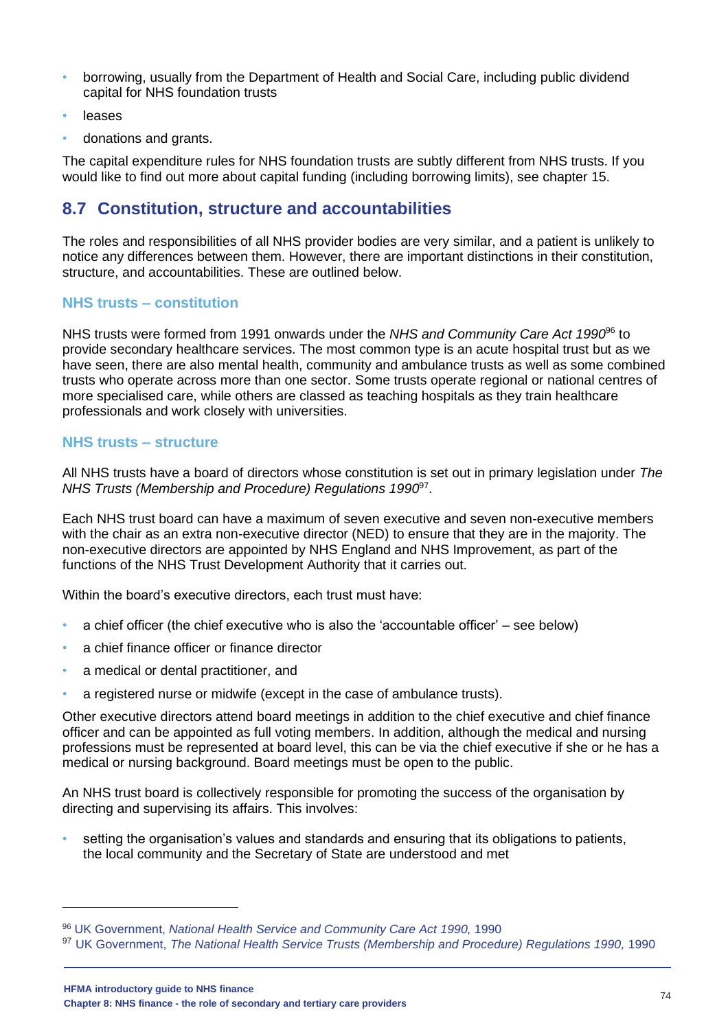- borrowing, usually from the Department of Health and Social Care, including public dividend capital for NHS foundation trusts
- leases
- donations and grants.

The capital expenditure rules for NHS foundation trusts are subtly different from NHS trusts. If you would like to find out more about capital funding (including borrowing limits), see chapter 15.

## 8.7 Constitution, structure and accountabilities

The roles and responsibilities of all NHS provider bodies are very similar, and a patient is unlikely to notice any differences between them. However, there are important distinctions in their constitution, structure, and accountabilities. These are outlined below.

### NHS trusts – constitution

NHS trusts were formed from 1991 onwards under the *NHS and Community Care Act 1990*[96] to provide secondary healthcare services. The most common type is an acute hospital trust but as we have seen, there are also mental health, community and ambulance trusts as well as some combined trusts who operate across more than one sector. Some trusts operate regional or national centres of more specialised care, while others are classed as teaching hospitals as they train healthcare professionals and work closely with universities.

### NHS trusts – structure

All NHS trusts have a board of directors whose constitution is set out in primary legislation under *The NHS Trusts (Membership and Procedure) Regulations 1990*[97].

Each NHS trust board can have a maximum of seven executive and seven non-executive members with the chair as an extra non-executive director (NED) to ensure that they are in the majority. The non-executive directors are appointed by NHS England and NHS Improvement, as part of the functions of the NHS Trust Development Authority that it carries out.

Within the board's executive directors, each trust must have:

- a chief officer (the chief executive who is also the 'accountable officer' – see below)
- a chief finance officer or finance director
- a medical or dental practitioner, and
- a registered nurse or midwife (except in the case of ambulance trusts).

Other executive directors attend board meetings in addition to the chief executive and chief finance officer and can be appointed as full voting members. In addition, although the medical and nursing professions must be represented at board level, this can be via the chief executive if she or he has a medical or nursing background. Board meetings must be open to the public.

An NHS trust board is collectively responsible for promoting the success of the organisation by directing and supervising its affairs. This involves:

- setting the organisation's values and standards and ensuring that its obligations to patients, the local community and the Secretary of State are understood and met

---

[96] UK Government, *National Health Service and Community Care Act 1990,* 1990

[97] UK Government, *The National Health Service Trusts (Membership and Procedure) Regulations 1990,* 1990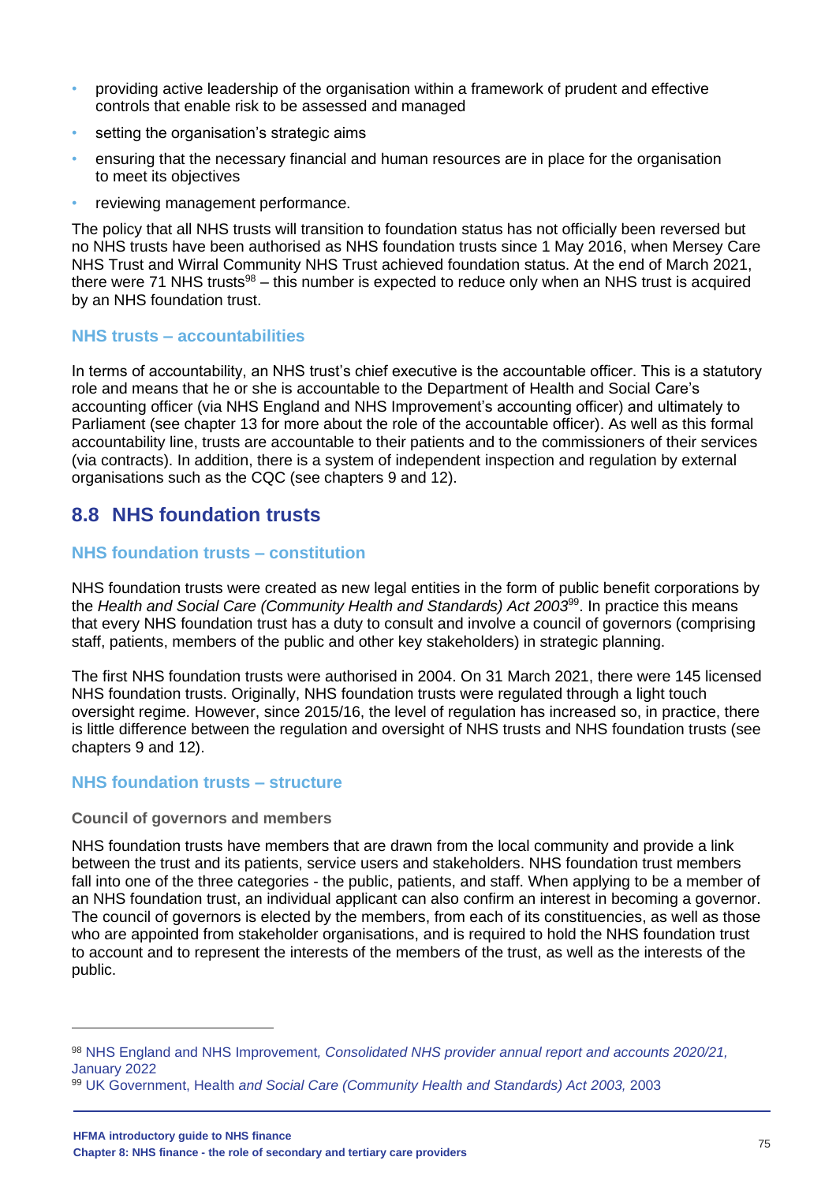- providing active leadership of the organisation within a framework of prudent and effective controls that enable risk to be assessed and managed
- setting the organisation's strategic aims
- ensuring that the necessary financial and human resources are in place for the organisation to meet its objectives
- reviewing management performance.

The policy that all NHS trusts will transition to foundation status has not officially been reversed but no NHS trusts have been authorised as NHS foundation trusts since 1 May 2016, when Mersey Care NHS Trust and Wirral Community NHS Trust achieved foundation status. At the end of March 2021, there were 71 NHS trusts[98] – this number is expected to reduce only when an NHS trust is acquired by an NHS foundation trust.

### NHS trusts – accountabilities

In terms of accountability, an NHS trust's chief executive is the accountable officer. This is a statutory role and means that he or she is accountable to the Department of Health and Social Care's accounting officer (via NHS England and NHS Improvement's accounting officer) and ultimately to Parliament (see chapter 13 for more about the role of the accountable officer). As well as this formal accountability line, trusts are accountable to their patients and to the commissioners of their services (via contracts). In addition, there is a system of independent inspection and regulation by external organisations such as the CQC (see chapters 9 and 12).

## 8.8 NHS foundation trusts

### NHS foundation trusts – constitution

NHS foundation trusts were created as new legal entities in the form of public benefit corporations by the *Health and Social Care (Community Health and Standards) Act 2003*[99]. In practice this means that every NHS foundation trust has a duty to consult and involve a council of governors (comprising staff, patients, members of the public and other key stakeholders) in strategic planning.

The first NHS foundation trusts were authorised in 2004. On 31 March 2021, there were 145 licensed NHS foundation trusts. Originally, NHS foundation trusts were regulated through a light touch oversight regime. However, since 2015/16, the level of regulation has increased so, in practice, there is little difference between the regulation and oversight of NHS trusts and NHS foundation trusts (see chapters 9 and 12).

### NHS foundation trusts – structure

#### Council of governors and members

NHS foundation trusts have members that are drawn from the local community and provide a link between the trust and its patients, service users and stakeholders. NHS foundation trust members fall into one of the three categories - the public, patients, and staff. When applying to be a member of an NHS foundation trust, an individual applicant can also confirm an interest in becoming a governor. The council of governors is elected by the members, from each of its constituencies, as well as those who are appointed from stakeholder organisations, and is required to hold the NHS foundation trust to account and to represent the interests of the members of the trust, as well as the interests of the public.

---

[98] NHS England and NHS Improvement, *Consolidated NHS provider annual report and accounts 2020/21*, January 2022

[99] UK Government, Health *and Social Care (Community Health and Standards) Act 2003,* 2003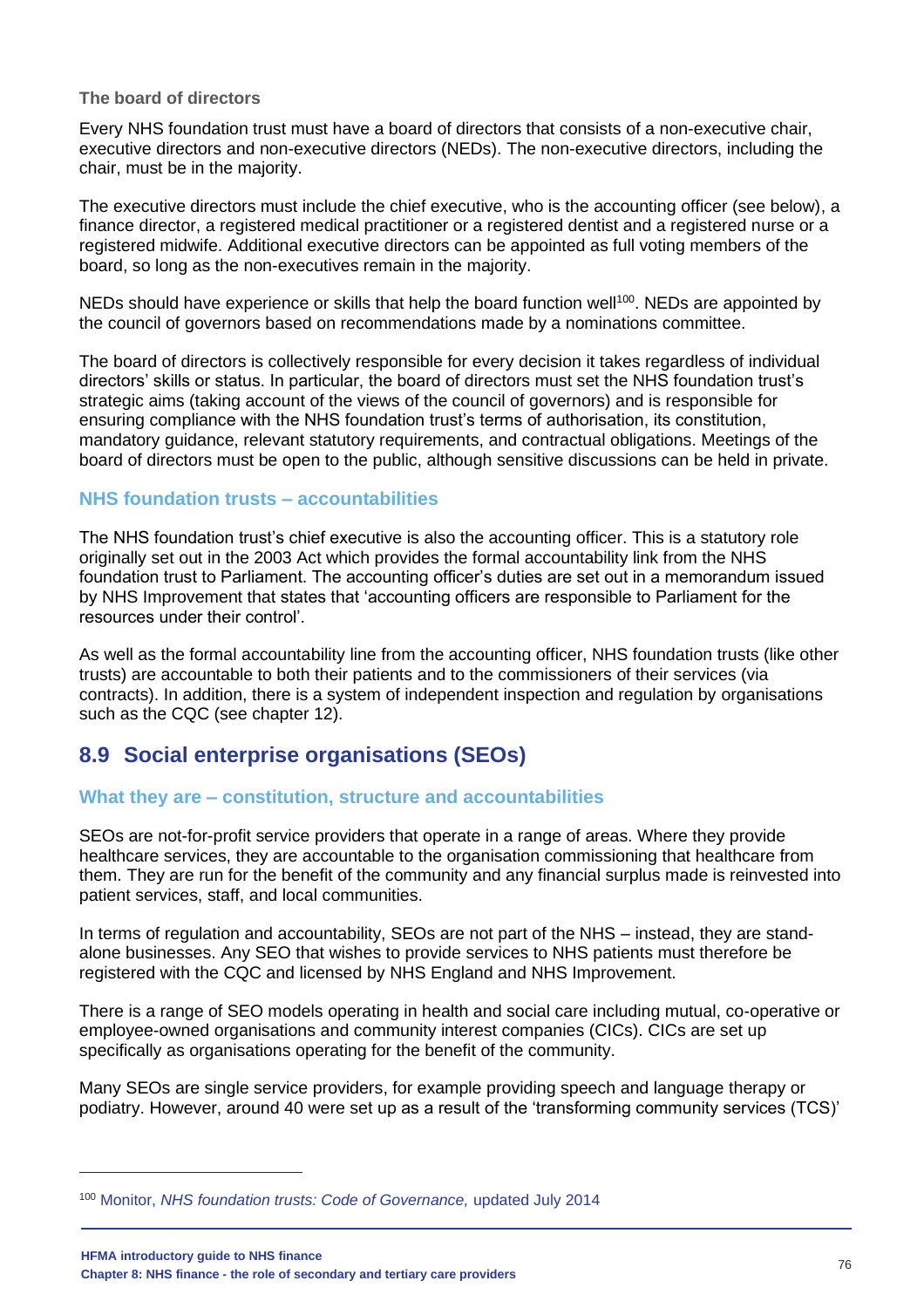### The board of directors

Every NHS foundation trust must have a board of directors that consists of a non-executive chair, executive directors and non-executive directors (NEDs). The non-executive directors, including the chair, must be in the majority.

The executive directors must include the chief executive, who is the accounting officer (see below), a finance director, a registered medical practitioner or a registered dentist and a registered nurse or a registered midwife. Additional executive directors can be appointed as full voting members of the board, so long as the non-executives remain in the majority.

NEDs should have experience or skills that help the board function well[100]. NEDs are appointed by the council of governors based on recommendations made by a nominations committee.

The board of directors is collectively responsible for every decision it takes regardless of individual directors' skills or status. In particular, the board of directors must set the NHS foundation trust's strategic aims (taking account of the views of the council of governors) and is responsible for ensuring compliance with the NHS foundation trust's terms of authorisation, its constitution, mandatory guidance, relevant statutory requirements, and contractual obligations. Meetings of the board of directors must be open to the public, although sensitive discussions can be held in private.

### NHS foundation trusts – accountabilities

The NHS foundation trust's chief executive is also the accounting officer. This is a statutory role originally set out in the 2003 Act which provides the formal accountability link from the NHS foundation trust to Parliament. The accounting officer's duties are set out in a memorandum issued by NHS Improvement that states that 'accounting officers are responsible to Parliament for the resources under their control'.

As well as the formal accountability line from the accounting officer, NHS foundation trusts (like other trusts) are accountable to both their patients and to the commissioners of their services (via contracts). In addition, there is a system of independent inspection and regulation by organisations such as the CQC (see chapter 12).

## 8.9 Social enterprise organisations (SEOs)

### What they are – constitution, structure and accountabilities

SEOs are not-for-profit service providers that operate in a range of areas. Where they provide healthcare services, they are accountable to the organisation commissioning that healthcare from them. They are run for the benefit of the community and any financial surplus made is reinvested into patient services, staff, and local communities.

In terms of regulation and accountability, SEOs are not part of the NHS – instead, they are stand-alone businesses. Any SEO that wishes to provide services to NHS patients must therefore be registered with the CQC and licensed by NHS England and NHS Improvement.

There is a range of SEO models operating in health and social care including mutual, co-operative or employee-owned organisations and community interest companies (CICs). CICs are set up specifically as organisations operating for the benefit of the community.

Many SEOs are single service providers, for example providing speech and language therapy or podiatry. However, around 40 were set up as a result of the 'transforming community services (TCS)'

---

[100] Monitor, *NHS foundation trusts: Code of Governance,* updated July 2014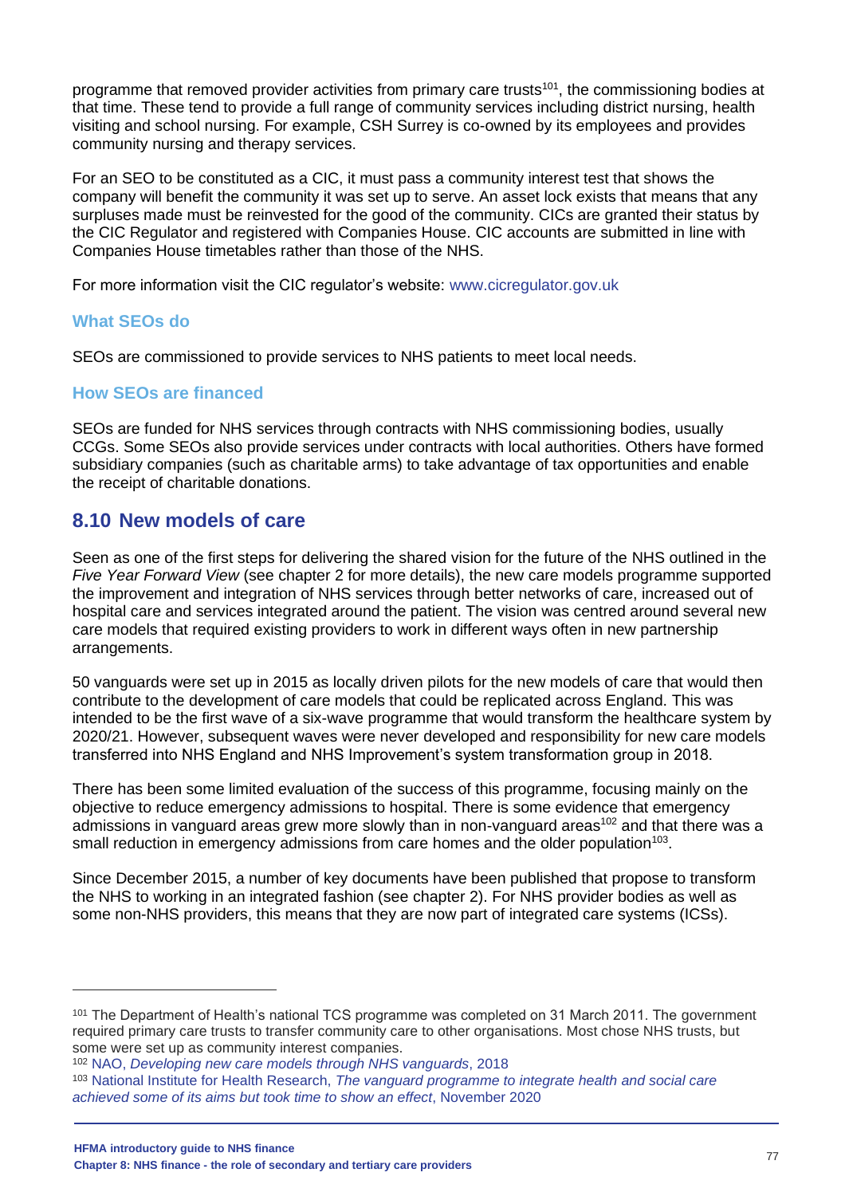programme that removed provider activities from primary care trusts[101], the commissioning bodies at that time. These tend to provide a full range of community services including district nursing, health visiting and school nursing. For example, CSH Surrey is co-owned by its employees and provides community nursing and therapy services.

For an SEO to be constituted as a CIC, it must pass a community interest test that shows the company will benefit the community it was set up to serve. An asset lock exists that means that any surpluses made must be reinvested for the good of the community. CICs are granted their status by the CIC Regulator and registered with Companies House. CIC accounts are submitted in line with Companies House timetables rather than those of the NHS.

For more information visit the CIC regulator's website: www.cicregulator.gov.uk

### What SEOs do

SEOs are commissioned to provide services to NHS patients to meet local needs.

### How SEOs are financed

SEOs are funded for NHS services through contracts with NHS commissioning bodies, usually CCGs. Some SEOs also provide services under contracts with local authorities. Others have formed subsidiary companies (such as charitable arms) to take advantage of tax opportunities and enable the receipt of charitable donations.

## 8.10 New models of care

Seen as one of the first steps for delivering the shared vision for the future of the NHS outlined in the *Five Year Forward View* (see chapter 2 for more details), the new care models programme supported the improvement and integration of NHS services through better networks of care, increased out of hospital care and services integrated around the patient. The vision was centred around several new care models that required existing providers to work in different ways often in new partnership arrangements.

50 vanguards were set up in 2015 as locally driven pilots for the new models of care that would then contribute to the development of care models that could be replicated across England. This was intended to be the first wave of a six-wave programme that would transform the healthcare system by 2020/21. However, subsequent waves were never developed and responsibility for new care models transferred into NHS England and NHS Improvement's system transformation group in 2018.

There has been some limited evaluation of the success of this programme, focusing mainly on the objective to reduce emergency admissions to hospital. There is some evidence that emergency admissions in vanguard areas grew more slowly than in non-vanguard areas[102] and that there was a small reduction in emergency admissions from care homes and the older population[103].

Since December 2015, a number of key documents have been published that propose to transform the NHS to working in an integrated fashion (see chapter 2). For NHS provider bodies as well as some non-NHS providers, this means that they are now part of integrated care systems (ICSs).

---

[101] The Department of Health's national TCS programme was completed on 31 March 2011. The government required primary care trusts to transfer community care to other organisations. Most chose NHS trusts, but some were set up as community interest companies.

[102] NAO, *Developing new care models through NHS vanguards*, 2018

[103] National Institute for Health Research, *The vanguard programme to integrate health and social care achieved some of its aims but took time to show an effect*, November 2020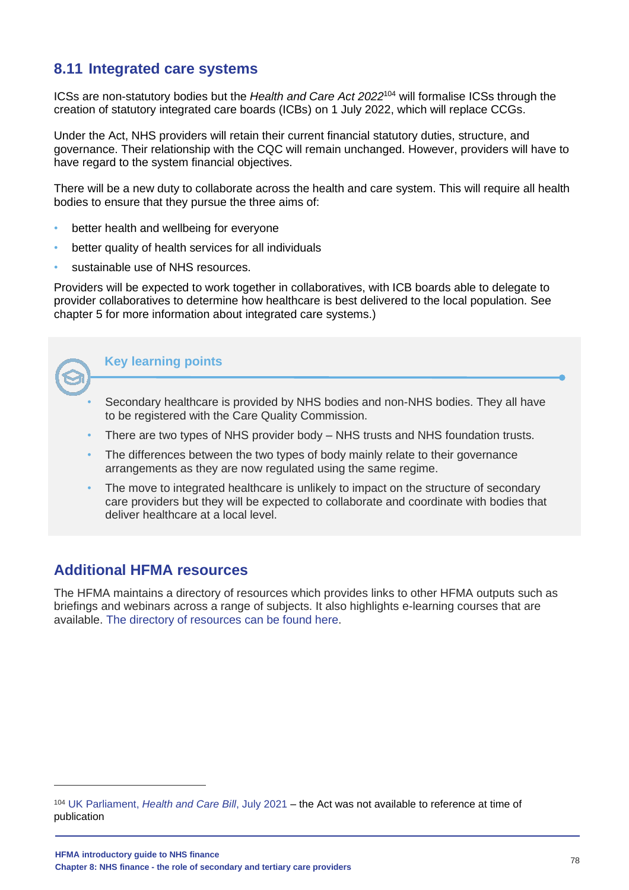## 8.11 Integrated care systems

ICSs are non-statutory bodies but the *Health and Care Act 2022*[104] will formalise ICSs through the creation of statutory integrated care boards (ICBs) on 1 July 2022, which will replace CCGs.

Under the Act, NHS providers will retain their current financial statutory duties, structure, and governance. Their relationship with the CQC will remain unchanged. However, providers will have to have regard to the system financial objectives.

There will be a new duty to collaborate across the health and care system. This will require all health bodies to ensure that they pursue the three aims of:

- better health and wellbeing for everyone
- better quality of health services for all individuals
- sustainable use of NHS resources.

Providers will be expected to work together in collaboratives, with ICB boards able to delegate to provider collaboratives to determine how healthcare is best delivered to the local population. See chapter 5 for more information about integrated care systems.)

### Key learning points

- Secondary healthcare is provided by NHS bodies and non-NHS bodies. They all have to be registered with the Care Quality Commission.
- There are two types of NHS provider body – NHS trusts and NHS foundation trusts.
- The differences between the two types of body mainly relate to their governance arrangements as they are now regulated using the same regime.
- The move to integrated healthcare is unlikely to impact on the structure of secondary care providers but they will be expected to collaborate and coordinate with bodies that deliver healthcare at a local level.

## Additional HFMA resources

The HFMA maintains a directory of resources which provides links to other HFMA outputs such as briefings and webinars across a range of subjects. It also highlights e-learning courses that are available. The directory of resources can be found here.

---

[104] UK Parliament, *Health and Care Bill*, July 2021 – the Act was not available to reference at time of publication